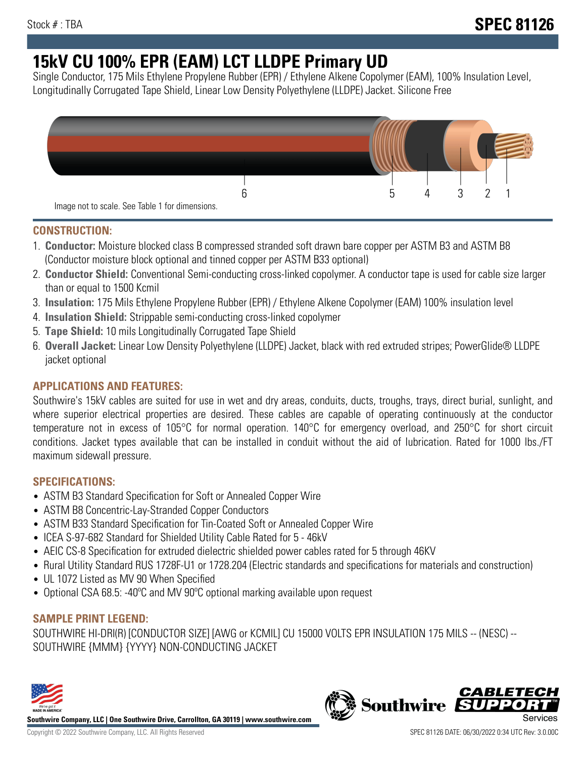Stock # : TBA

**SPEC 81126**

# 15kV CU 100% EPR (EAM) LCT LLDPE Primary UD

Single Conductor, 175 Mils Ethylene Propylene Rubber (EPR) / Ethylene Alkene Copolymer (EAM), 100% Insulation Level, Longitudinally Corrugated Tape Shield, Linear Low Density Polyethylene (LLDPE) Jacket. Silicone Free

6 5 4 3 2 1

Image not to scale. See Table 1 for dimensions.

## CONSTRUCTION:

1. **Conductor:** Moisture blocked class B compressed stranded soft drawn bare copper per ASTM B3 and ASTM B8 (Conductor moisture block optional and tinned copper per ASTM B33 optional)
2. **Conductor Shield:** Conventional Semi-conducting cross-linked copolymer. A conductor tape is used for cable size larger than or equal to 1500 Kcmil
3. **Insulation:** 175 Mils Ethylene Propylene Rubber (EPR) / Ethylene Alkene Copolymer (EAM) 100% insulation level
4. **Insulation Shield:** Strippable semi-conducting cross-linked copolymer
5. **Tape Shield:** 10 mils Longitudinally Corrugated Tape Shield
6. **Overall Jacket:** Linear Low Density Polyethylene (LLDPE) Jacket, black with red extruded stripes; PowerGlide® LLDPE jacket optional

## APPLICATIONS AND FEATURES:

Southwire's 15kV cables are suited for use in wet and dry areas, conduits, ducts, troughs, trays, direct burial, sunlight, and where superior electrical properties are desired. These cables are capable of operating continuously at the conductor temperature not in excess of 105°C for normal operation. 140°C for emergency overload, and 250°C for short circuit conditions. Jacket types available that can be installed in conduit without the aid of lubrication. Rated for 1000 lbs./FT maximum sidewall pressure.

## SPECIFICATIONS:

- ASTM B3 Standard Specification for Soft or Annealed Copper Wire
- ASTM B8 Concentric-Lay-Stranded Copper Conductors
- ASTM B33 Standard Specification for Tin-Coated Soft or Annealed Copper Wire
- ICEA S-97-682 Standard for Shielded Utility Cable Rated for 5 - 46kV
- AEIC CS-8 Specification for extruded dielectric shielded power cables rated for 5 through 46KV
- Rural Utility Standard RUS 1728F-U1 or 1728.204 (Electric standards and specifications for materials and construction)
- UL 1072 Listed as MV 90 When Specified
- Optional CSA 68.5: -40ºC and MV 90ºC optional marking available upon request

## SAMPLE PRINT LEGEND:

SOUTHWIRE HI-DRI(R) [CONDUCTOR SIZE] [AWG or KCMIL] CU 15000 VOLTS EPR INSULATION 175 MILS -- (NESC) -- SOUTHWIRE {MMM} {YYYY} NON-CONDUCTING JACKET

**Southwire Company, LLC | One Southwire Drive, Carrollton, GA 30119 | www.southwire.com**

Copyright © 2022 Southwire Company, LLC. All Rights Reserved

SPEC 81126 DATE: 06/30/2022 0:34 UTC Rev: 3.0.00C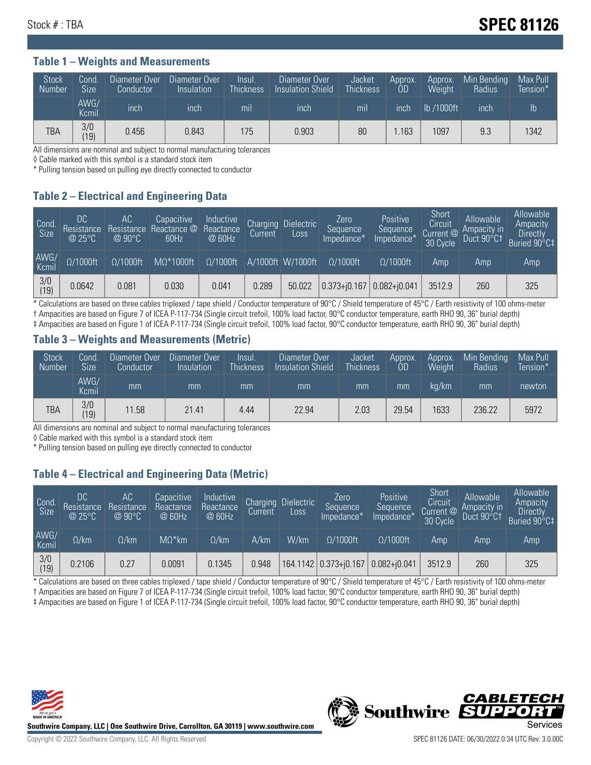### Table 1 – Weights and Measurements

| Stock Number | Cond. Size | Diameter Over Conductor | Diameter Over Insulation | Insul. Thickness | Diameter Over Insulation Shield | Jacket Thickness | Approx. OD | Approx. Weight | Min Bending Radius | Max Pull Tension* |
|---|---|---|---|---|---|---|---|---|---|---|
| | AWG/ Kcmil | inch | inch | mil | inch | mil | inch | lb /1000ft | inch | lb |
| TBA | 3/0 (19) | 0.456 | 0.843 | 175 | 0.903 | 80 | 1.163 | 1097 | 9.3 | 1342 |

All dimensions are nominal and subject to normal manufacturing tolerances
◊ Cable marked with this symbol is a standard stock item
* Pulling tension based on pulling eye directly connected to conductor

### Table 2 – Electrical and Engineering Data

| Cond. Size | DC Resistance @ 25°C | AC Resistance @ 90°C | Capacitive Reactance @ 60Hz | Inductive Reactance @ 60Hz | Charging Current | Dielectric Loss | Zero Sequence Impedance* | Positive Sequence Impedance* | Short Circuit Current @ 30 Cycle | Allowable Ampacity in Duct 90°C† | Allowable Ampacity Directly Buried 90°C‡ |
|---|---|---|---|---|---|---|---|---|---|---|---|
| AWG/ Kcmil | Ω/1000ft | Ω/1000ft | MΩ*1000ft | Ω/1000ft | A/1000ft | W/1000ft | Ω/1000ft | Ω/1000ft | Amp | Amp | Amp |
| 3/0 (19) | 0.0642 | 0.081 | 0.030 | 0.041 | 0.289 | 50.022 | 0.373+j0.167 | 0.082+j0.041 | 3512.9 | 260 | 325 |

* Calculations are based on three cables triplexed / tape shield / Conductor temperature of 90°C / Shield temperature of 45°C / Earth resistivity of 100 ohms-meter
† Ampacities are based on Figure 7 of ICEA P-117-734 (Single circuit trefoil, 100% load factor, 90°C conductor temperature, earth RHO 90, 36" burial depth)
‡ Ampacities are based on Figure 1 of ICEA P-117-734 (Single circuit trefoil, 100% load factor, 90°C conductor temperature, earth RHO 90, 36" burial depth)

### Table 3 – Weights and Measurements (Metric)

| Stock Number | Cond. Size | Diameter Over Conductor | Diameter Over Insulation | Insul. Thickness | Diameter Over Insulation Shield | Jacket Thickness | Approx. OD | Approx. Weight | Min Bending Radius | Max Pull Tension* |
|---|---|---|---|---|---|---|---|---|---|---|
| | AWG/ Kcmil | mm | mm | mm | mm | mm | mm | kg/km | mm | newton |
| TBA | 3/0 (19) | 11.58 | 21.41 | 4.44 | 22.94 | 2.03 | 29.54 | 1633 | 236.22 | 5972 |

All dimensions are nominal and subject to normal manufacturing tolerances
◊ Cable marked with this symbol is a standard stock item
* Pulling tension based on pulling eye directly connected to conductor

### Table 4 – Electrical and Engineering Data (Metric)

| Cond. Size | DC Resistance @ 25°C | AC Resistance @ 90°C | Capacitive Reactance @ 60Hz | Inductive Reactance @ 60Hz | Charging Current | Dielectric Loss | Zero Sequence Impedance* | Positive Sequence Impedance* | Short Circuit Current @ 30 Cycle | Allowable Ampacity in Duct 90°C† | Allowable Ampacity Directly Buried 90°C‡ |
|---|---|---|---|---|---|---|---|---|---|---|---|
| AWG/ Kcmil | Ω/km | Ω/km | MΩ*km | Ω/km | A/km | W/km | Ω/1000ft | Ω/1000ft | Amp | Amp | Amp |
| 3/0 (19) | 0.2106 | 0.27 | 0.0091 | 0.1345 | 0.948 | 164.1142 | 0.373+j0.167 | 0.082+j0.041 | 3512.9 | 260 | 325 |

* Calculations are based on three cables triplexed / tape shield / Conductor temperature of 90°C / Shield temperature of 45°C / Earth resistivity of 100 ohms-meter
† Ampacities are based on Figure 7 of ICEA P-117-734 (Single circuit trefoil, 100% load factor, 90°C conductor temperature, earth RHO 90, 36" burial depth)
‡ Ampacities are based on Figure 1 of ICEA P-117-734 (Single circuit trefoil, 100% load factor, 90°C conductor temperature, earth RHO 90, 36" burial depth)

Southwire Company, LLC | One Southwire Drive, Carrollton, GA 30119 | www.southwire.com

Copyright © 2022 Southwire Company, LLC. All Rights Reserved